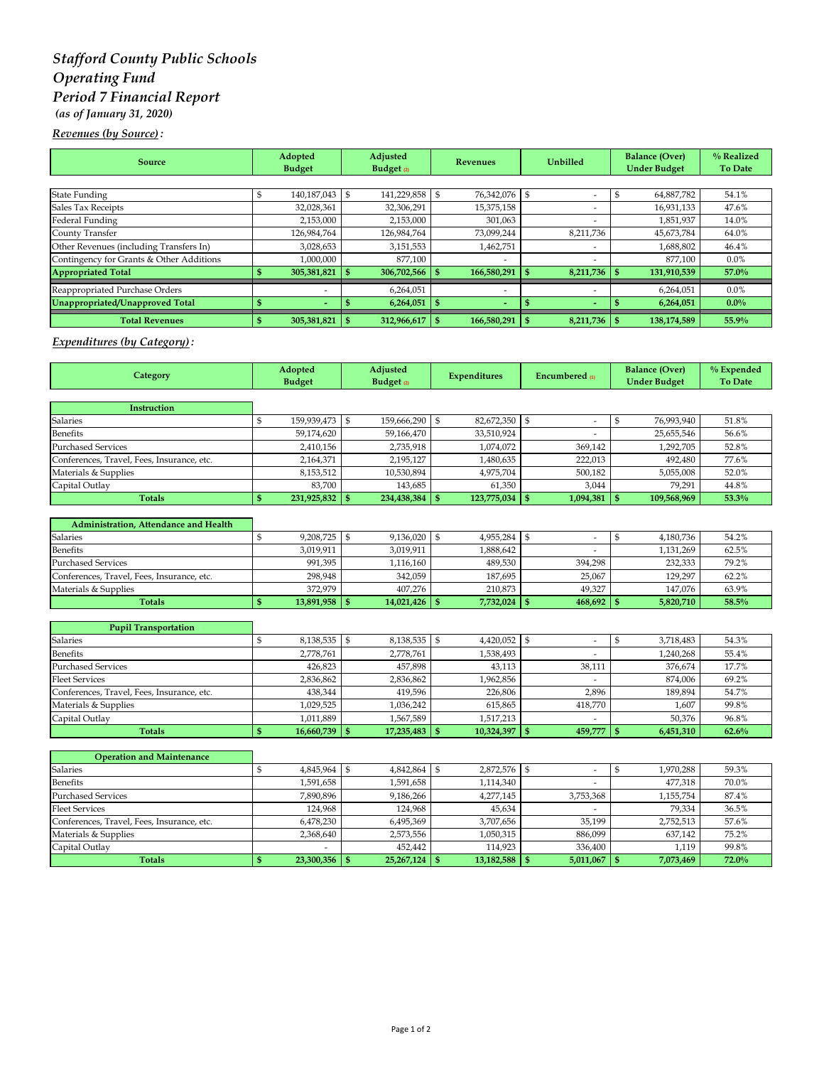## *Stafford County Public Schools*
## *Operating Fund*
## *Period 7 Financial Report*
***(as of January 31, 2020)***

***Revenues (by Source):***

| Source | Adopted Budget | Adjusted Budget (2) | Revenues | Unbilled | Balance (Over) Under Budget | % Realized To Date |
|---|---|---|---|---|---|---|
| State Funding | $ 140,187,043 | $ 141,229,858 | $ 76,342,076 | $ - | $ 64,887,782 | 54.1% |
| Sales Tax Receipts | 32,028,361 | 32,306,291 | 15,375,158 | - | 16,931,133 | 47.6% |
| Federal Funding | 2,153,000 | 2,153,000 | 301,063 | - | 1,851,937 | 14.0% |
| County Transfer | 126,984,764 | 126,984,764 | 73,099,244 | 8,211,736 | 45,673,784 | 64.0% |
| Other Revenues (including Transfers In) | 3,028,653 | 3,151,553 | 1,462,751 | - | 1,688,802 | 46.4% |
| Contingency for Grants & Other Additions | 1,000,000 | 877,100 | - | - | 877,100 | 0.0% |
| **Appropriated Total** | **$ 305,381,821** | **$ 306,702,566** | **$ 166,580,291** | **$ 8,211,736** | **$ 131,910,539** | **57.0%** |
| Reappropriated Purchase Orders | - | 6,264,051 | - | - | 6,264,051 | 0.0% |
| **Unappropriated/Unapproved Total** | **$ -** | **$ 6,264,051** | **$ -** | **$ -** | **$ 6,264,051** | **0.0%** |
| **Total Revenues** | **$ 305,381,821** | **$ 312,966,617** | **$ 166,580,291** | **$ 8,211,736** | **$ 138,174,589** | **55.9%** |

***Expenditures (by Category):***

| Category | Adopted Budget | Adjusted Budget (2) | Expenditures | Encumbered (1) | Balance (Over) Under Budget | % Expended To Date |
|---|---|---|---|---|---|---|
| **Instruction** | | | | | | |
| Salaries | $ 159,939,473 | $ 159,666,290 | $ 82,672,350 | $ - | $ 76,993,940 | 51.8% |
| Benefits | 59,174,620 | 59,166,470 | 33,510,924 | - | 25,655,546 | 56.6% |
| Purchased Services | 2,410,156 | 2,735,918 | 1,074,072 | 369,142 | 1,292,705 | 52.8% |
| Conferences, Travel, Fees, Insurance, etc. | 2,164,371 | 2,195,127 | 1,480,635 | 222,013 | 492,480 | 77.6% |
| Materials & Supplies | 8,153,512 | 10,530,894 | 4,975,704 | 500,182 | 5,055,008 | 52.0% |
| Capital Outlay | 83,700 | 143,685 | 61,350 | 3,044 | 79,291 | 44.8% |
| **Totals** | **$ 231,925,832** | **$ 234,438,384** | **$ 123,775,034** | **$ 1,094,381** | **$ 109,568,969** | **53.3%** |
| **Administration, Attendance and Health** | | | | | | |
| Salaries | $ 9,208,725 | $ 9,136,020 | $ 4,955,284 | $ - | $ 4,180,736 | 54.2% |
| Benefits | 3,019,911 | 3,019,911 | 1,888,642 | - | 1,131,269 | 62.5% |
| Purchased Services | 991,395 | 1,116,160 | 489,530 | 394,298 | 232,333 | 79.2% |
| Conferences, Travel, Fees, Insurance, etc. | 298,948 | 342,059 | 187,695 | 25,067 | 129,297 | 62.2% |
| Materials & Supplies | 372,979 | 407,276 | 210,873 | 49,327 | 147,076 | 63.9% |
| **Totals** | **$ 13,891,958** | **$ 14,021,426** | **$ 7,732,024** | **$ 468,692** | **$ 5,820,710** | **58.5%** |
| **Pupil Transportation** | | | | | | |
| Salaries | $ 8,138,535 | $ 8,138,535 | $ 4,420,052 | $ - | $ 3,718,483 | 54.3% |
| Benefits | 2,778,761 | 2,778,761 | 1,538,493 | - | 1,240,268 | 55.4% |
| Purchased Services | 426,823 | 457,898 | 43,113 | 38,111 | 376,674 | 17.7% |
| Fleet Services | 2,836,862 | 2,836,862 | 1,962,856 | - | 874,006 | 69.2% |
| Conferences, Travel, Fees, Insurance, etc. | 438,344 | 419,596 | 226,806 | 2,896 | 189,894 | 54.7% |
| Materials & Supplies | 1,029,525 | 1,036,242 | 615,865 | 418,770 | 1,607 | 99.8% |
| Capital Outlay | 1,011,889 | 1,567,589 | 1,517,213 | - | 50,376 | 96.8% |
| **Totals** | **$ 16,660,739** | **$ 17,235,483** | **$ 10,324,397** | **$ 459,777** | **$ 6,451,310** | **62.6%** |
| **Operation and Maintenance** | | | | | | |
| Salaries | $ 4,845,964 | $ 4,842,864 | $ 2,872,576 | $ - | $ 1,970,288 | 59.3% |
| Benefits | 1,591,658 | 1,591,658 | 1,114,340 | - | 477,318 | 70.0% |
| Purchased Services | 7,890,896 | 9,186,266 | 4,277,145 | 3,753,368 | 1,155,754 | 87.4% |
| Fleet Services | 124,968 | 124,968 | 45,634 | - | 79,334 | 36.5% |
| Conferences, Travel, Fees, Insurance, etc. | 6,478,230 | 6,495,369 | 3,707,656 | 35,199 | 2,752,513 | 57.6% |
| Materials & Supplies | 2,368,640 | 2,573,556 | 1,050,315 | 886,099 | 637,142 | 75.2% |
| Capital Outlay | - | 452,442 | 114,923 | 336,400 | 1,119 | 99.8% |
| **Totals** | **$ 23,300,356** | **$ 25,267,124** | **$ 13,182,588** | **$ 5,011,067** | **$ 7,073,469** | **72.0%** |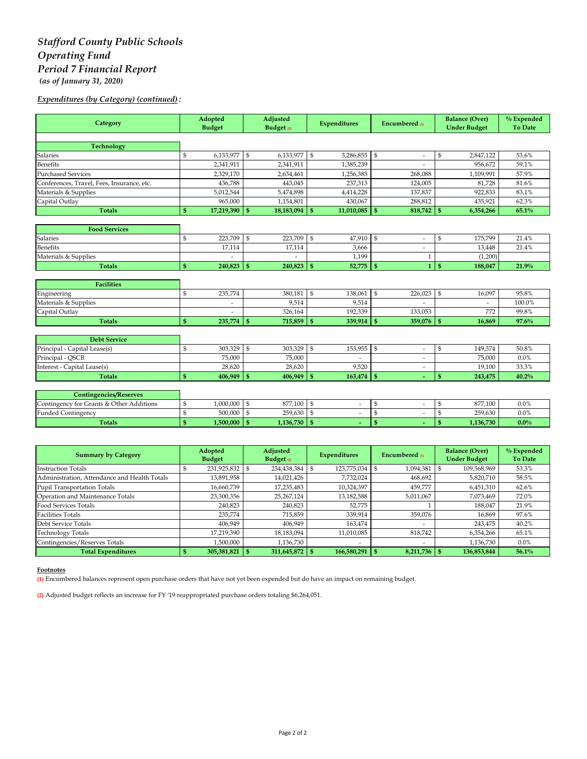# *Stafford County Public Schools*
# *Operating Fund*
# *Period 7 Financial Report*
***(as of January 31, 2020)***

***Expenditures (by Category) (continued) :***

| Category | Adopted Budget | Adjusted Budget (2) | Expenditures | Encumbered (1) | Balance (Over) Under Budget | % Expended To Date |
|---|---|---|---|---|---|---|
| **Technology** | | | | | | |
| Salaries | $ 6,133,977 | $ 6,133,977 | $ 3,286,855 | $ - | $ 2,847,122 | 53.6% |
| Benefits | 2,341,911 | 2,341,911 | 1,385,239 | - | 956,672 | 59.1% |
| Purchased Services | 2,329,170 | 2,634,461 | 1,256,383 | 268,088 | 1,109,991 | 57.9% |
| Conferences, Travel, Fees, Insurance, etc. | 436,788 | 443,045 | 237,313 | 124,005 | 81,728 | 81.6% |
| Materials & Supplies | 5,012,544 | 5,474,898 | 4,414,228 | 137,837 | 922,833 | 83.1% |
| Capital Outlay | 965,000 | 1,154,801 | 430,067 | 288,812 | 435,921 | 62.3% |
| **Totals** | **$ 17,219,390** | **$ 18,183,094** | **$ 11,010,085** | **$ 818,742** | **$ 6,354,266** | **65.1%** |
| **Food Services** | | | | | | |
| Salaries | $ 223,709 | $ 223,709 | $ 47,910 | $ - | $ 175,799 | 21.4% |
| Benefits | 17,114 | 17,114 | 3,666 | - | 13,448 | 21.4% |
| Materials & Supplies | - | - | 1,199 | 1 | (1,200) | |
| **Totals** | **$ 240,823** | **$ 240,823** | **$ 52,775** | **$ 1** | **$ 188,047** | **21.9%** |
| **Facilities** | | | | | | |
| Engineering | $ 235,774 | 380,181 | $ 138,061 | $ 226,023 | $ 16,097 | 95.8% |
| Materials & Supplies | - | 9,514 | 9,514 | - | - | 100.0% |
| Capital Outlay | - | 326,164 | 192,339 | 133,053 | 772 | 99.8% |
| **Totals** | **$ 235,774** | **$ 715,859** | **$ 339,914** | **$ 359,076** | **$ 16,869** | **97.6%** |
| **Debt Service** | | | | | | |
| Principal - Capital Lease(s) | $ 303,329 | $ 303,329 | $ 153,955 | $ - | $ 149,374 | 50.8% |
| Principal - QSCB | 75,000 | 75,000 | - | - | 75,000 | 0.0% |
| Interest - Capital Lease(s) | 28,620 | 28,620 | 9,520 | - | 19,100 | 33.3% |
| **Totals** | **$ 406,949** | **$ 406,949** | **$ 163,474** | **$ -** | **$ 243,475** | **40.2%** |
| **Contingencies/Reserves** | | | | | | |
| Contingency for Grants & Other Additions | $ 1,000,000 | $ 877,100 | $ - | $ - | $ 877,100 | 0.0% |
| Funded Contingency | $ 500,000 | $ 259,630 | $ - | $ - | $ 259,630 | 0.0% |
| **Totals** | **$ 1,500,000** | **$ 1,136,730** | **$ -** | **$ -** | **$ 1,136,730** | **0.0%** |

| Summary by Category | Adopted Budget | Adjusted Budget (2) | Expenditures | Encumbered (1) | Balance (Over) Under Budget | % Expended To Date |
|---|---|---|---|---|---|---|
| Instruction Totals | $ 231,925,832 | $ 234,438,384 | $ 123,775,034 | $ 1,094,381 | $ 109,568,969 | 53.3% |
| Administration, Attendance and Health Totals | 13,891,958 | 14,021,426 | 7,732,024 | 468,692 | 5,820,710 | 58.5% |
| Pupil Transportation Totals | 16,660,739 | 17,235,483 | 10,324,397 | 459,777 | 6,451,310 | 62.6% |
| Operation and Maintenance Totals | 23,300,356 | 25,267,124 | 13,182,588 | 5,011,067 | 7,073,469 | 72.0% |
| Food Services Totals | 240,823 | 240,823 | 52,775 | 1 | 188,047 | 21.9% |
| Facilities Totals | 235,774 | 715,859 | 339,914 | 359,076 | 16,869 | 97.6% |
| Debt Service Totals | 406,949 | 406,949 | 163,474 | - | 243,475 | 40.2% |
| Technology Totals | 17,219,390 | 18,183,094 | 11,010,085 | 818,742 | 6,354,266 | 65.1% |
| Contingencies/Reserves Totals | 1,500,000 | 1,136,730 | - | - | 1,136,730 | 0.0% |
| **Total Expenditures** | **$ 305,381,821** | **$ 311,645,872** | **$ 166,580,291** | **$ 8,211,736** | **$ 136,853,844** | **56.1%** |

**Footnotes**

(1) Encumbered balances represent open purchase orders that have not yet been expended but do have an impact on remaining budget.

(2) Adjusted budget reflects an increase for FY '19 reappropriated purchase orders totaling $6,264,051.